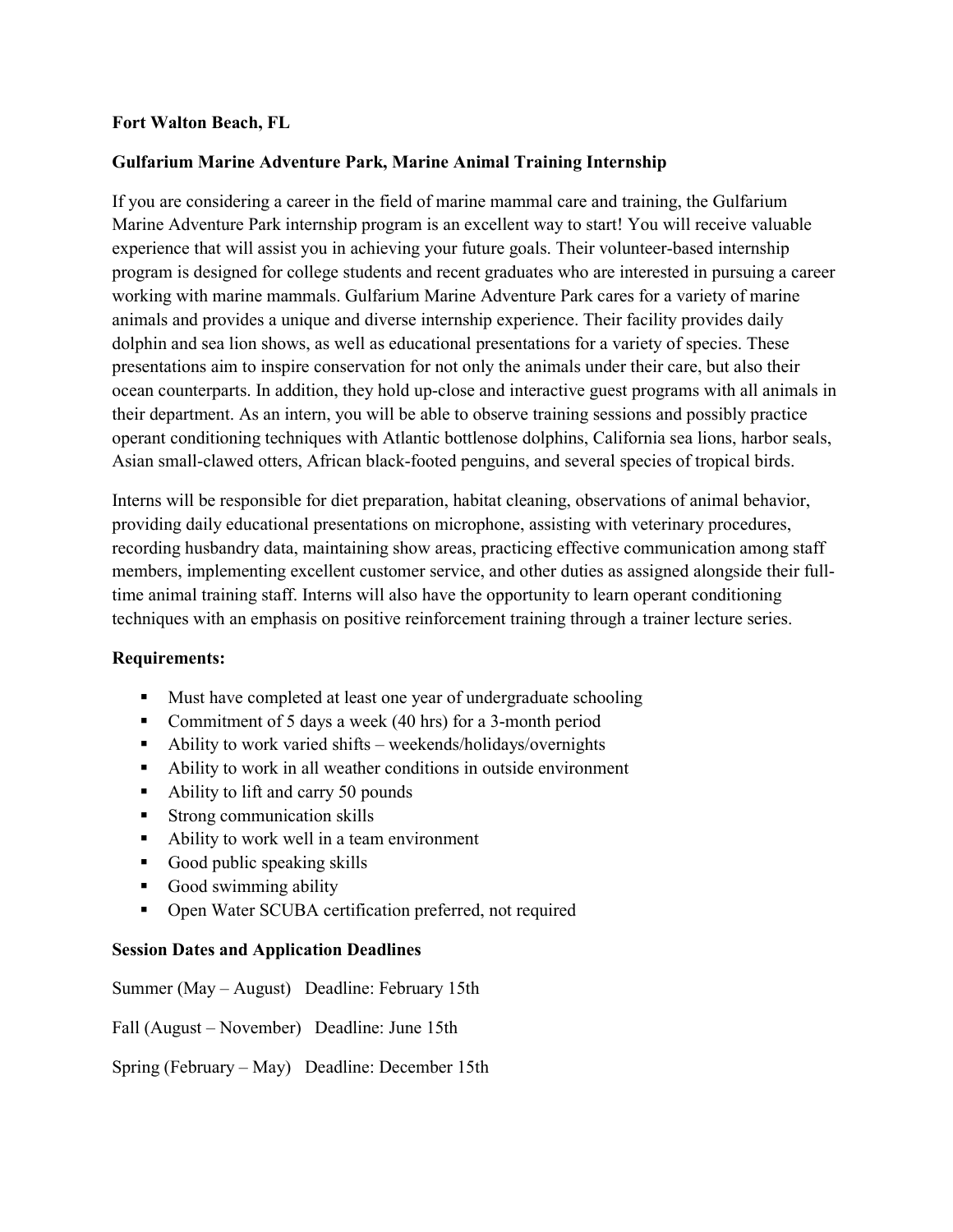**Fort Walton Beach, FL**

**Gulfarium Marine Adventure Park, Marine Animal Training Internship**

If you are considering a career in the field of marine mammal care and training, the Gulfarium Marine Adventure Park internship program is an excellent way to start! You will receive valuable experience that will assist you in achieving your future goals. Their volunteer-based internship program is designed for college students and recent graduates who are interested in pursuing a career working with marine mammals. Gulfarium Marine Adventure Park cares for a variety of marine animals and provides a unique and diverse internship experience. Their facility provides daily dolphin and sea lion shows, as well as educational presentations for a variety of species. These presentations aim to inspire conservation for not only the animals under their care, but also their ocean counterparts. In addition, they hold up-close and interactive guest programs with all animals in their department. As an intern, you will be able to observe training sessions and possibly practice operant conditioning techniques with Atlantic bottlenose dolphins, California sea lions, harbor seals, Asian small-clawed otters, African black-footed penguins, and several species of tropical birds.

Interns will be responsible for diet preparation, habitat cleaning, observations of animal behavior, providing daily educational presentations on microphone, assisting with veterinary procedures, recording husbandry data, maintaining show areas, practicing effective communication among staff members, implementing excellent customer service, and other duties as assigned alongside their full-time animal training staff. Interns will also have the opportunity to learn operant conditioning techniques with an emphasis on positive reinforcement training through a trainer lecture series.

**Requirements:**

- Must have completed at least one year of undergraduate schooling
- Commitment of 5 days a week (40 hrs) for a 3-month period
- Ability to work varied shifts – weekends/holidays/overnights
- Ability to work in all weather conditions in outside environment
- Ability to lift and carry 50 pounds
- Strong communication skills
- Ability to work well in a team environment
- Good public speaking skills
- Good swimming ability
- Open Water SCUBA certification preferred, not required

**Session Dates and Application Deadlines**

Summer (May – August) Deadline: February 15th

Fall (August – November) Deadline: June 15th

Spring (February – May) Deadline: December 15th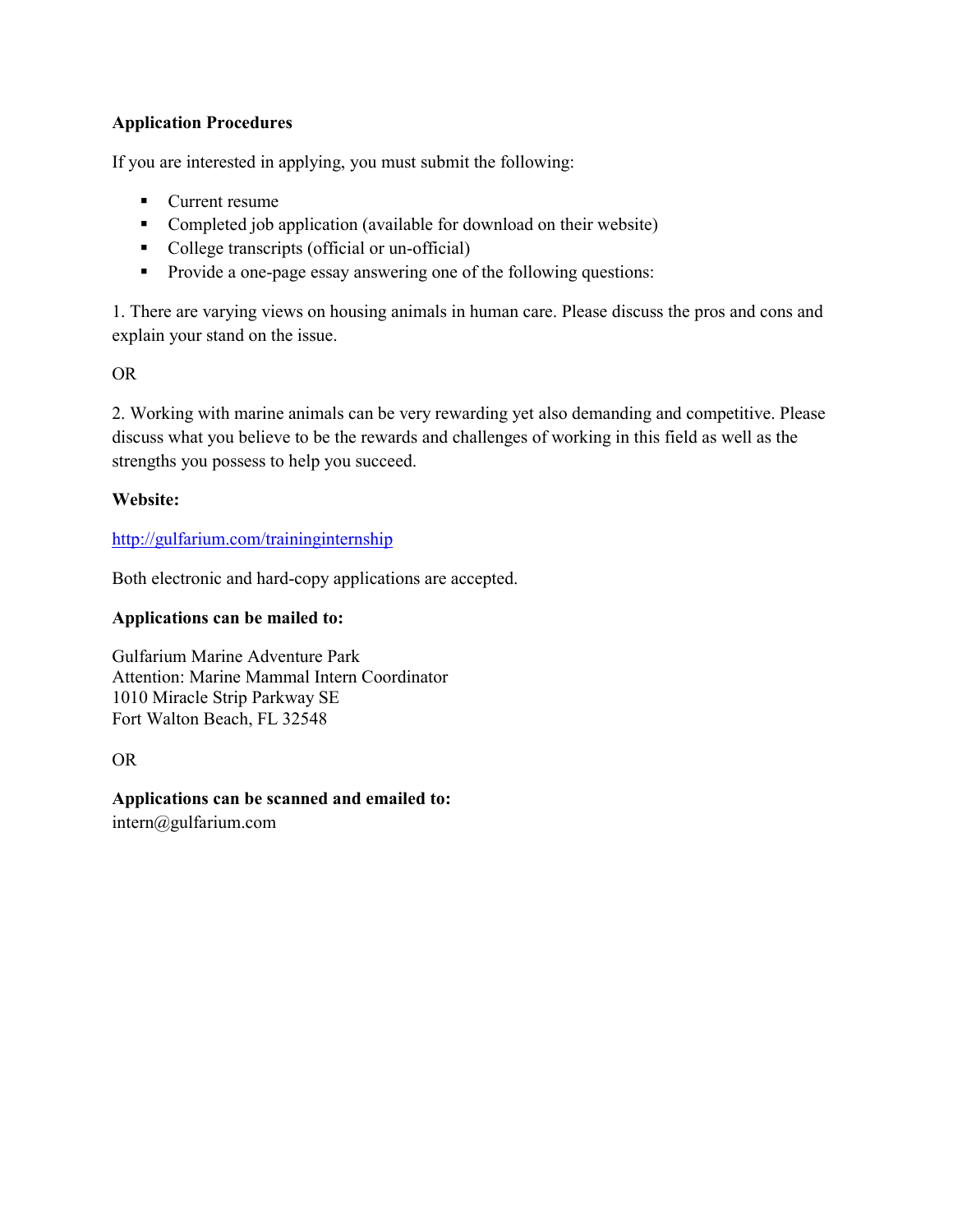**Application Procedures**

If you are interested in applying, you must submit the following:

- Current resume
- Completed job application (available for download on their website)
- College transcripts (official or un-official)
- Provide a one-page essay answering one of the following questions:

1. There are varying views on housing animals in human care. Please discuss the pros and cons and explain your stand on the issue.

OR

2. Working with marine animals can be very rewarding yet also demanding and competitive. Please discuss what you believe to be the rewards and challenges of working in this field as well as the strengths you possess to help you succeed.

**Website:**

[http://gulfarium.com/traininginternship](http://gulfarium.com/traininginternship)

Both electronic and hard-copy applications are accepted.

**Applications can be mailed to:**

Gulfarium Marine Adventure Park
Attention: Marine Mammal Intern Coordinator
1010 Miracle Strip Parkway SE
Fort Walton Beach, FL 32548

OR

**Applications can be scanned and emailed to:**
intern@gulfarium.com